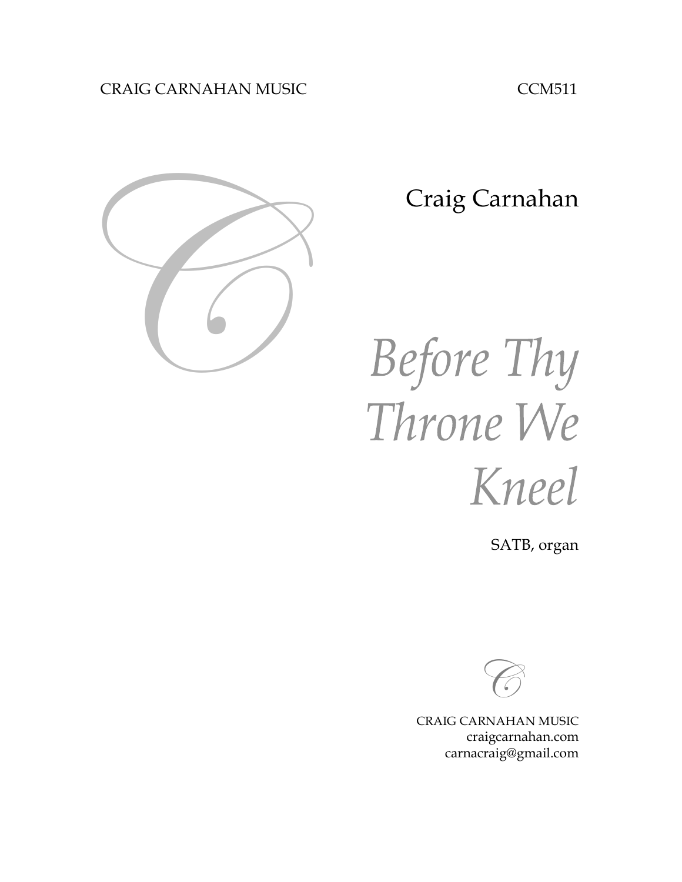CRAIG CARNAHAN MUSIC

CCM511

Craig Carnahan

# *Before Thy Throne We Kneel*

SATB, organ

CRAIG CARNAHAN MUSIC
craigcarnahan.com
carnacraig@gmail.com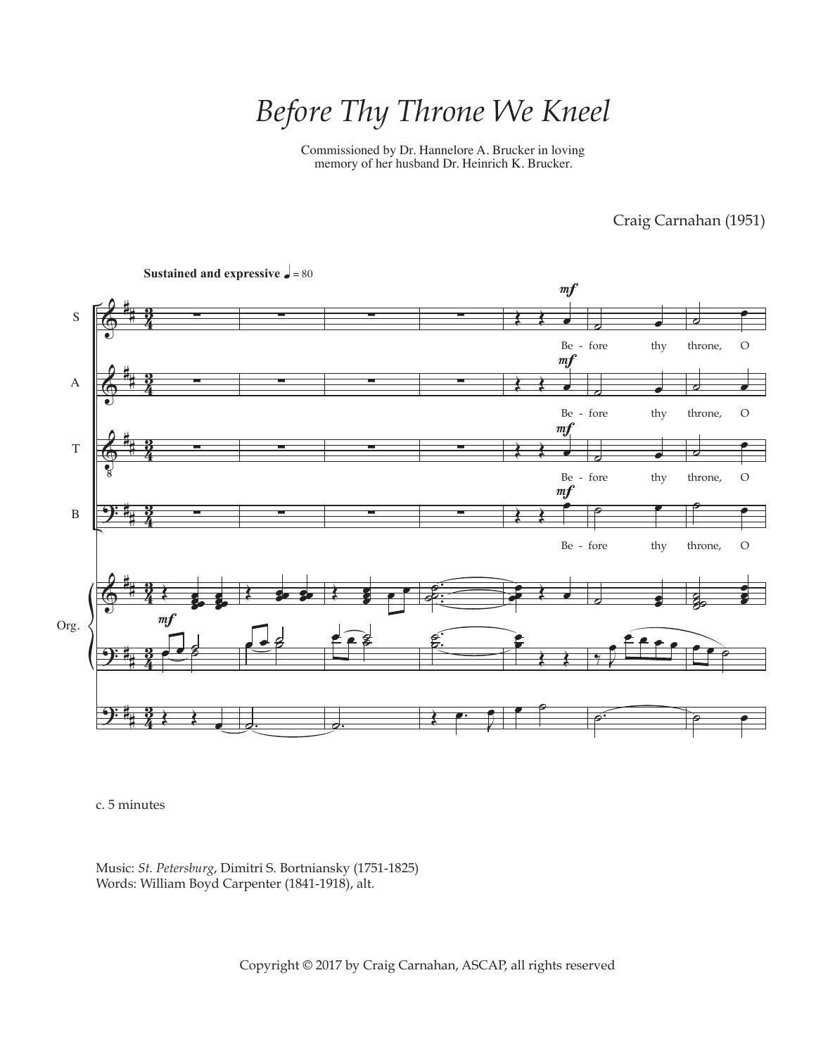# Before Thy Throne We Kneel

Commissioned by Dr. Hannelore A. Brucker in loving memory of her husband Dr. Heinrich K. Brucker.

Craig Carnahan (1951)

**Sustained and expressive** ♩ = 80

S, A, T, B: Be - fore thy throne, O

c. 5 minutes

Music: *St. Petersburg*, Dimitri S. Bortniansky (1751-1825)
Words: William Boyd Carpenter (1841-1918), alt.

Copyright © 2017 by Craig Carnahan, ASCAP, all rights reserved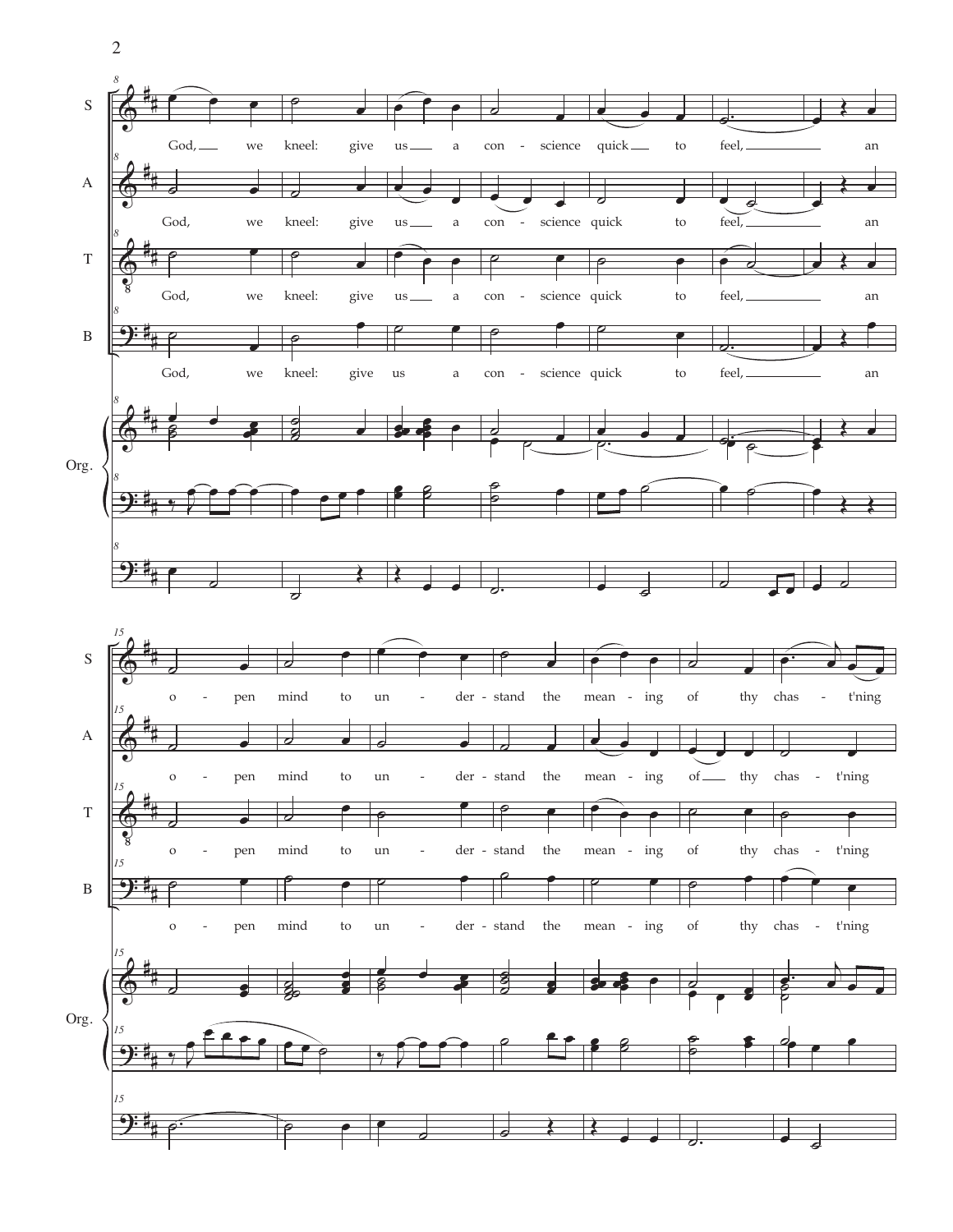S A T B

God, we kneel: give us a conscience quick to feel, an

Org.

o - pen mind to un - der - stand the mean - ing of thy chas - t'ning

Org.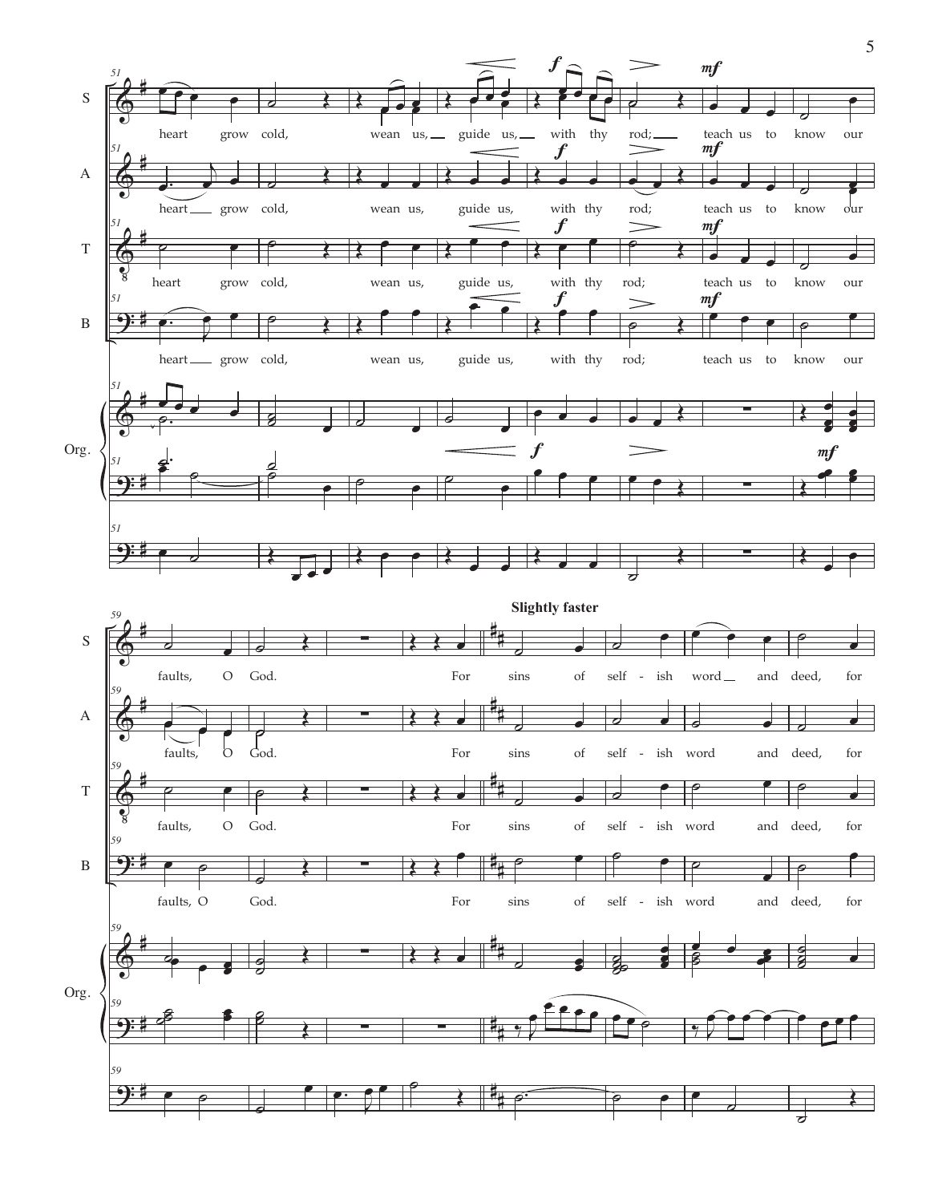**Slightly faster**

heart grow cold, wean us, guide us, with thy rod; teach us to know our faults, O God.

For sins of self - ish word and deed, for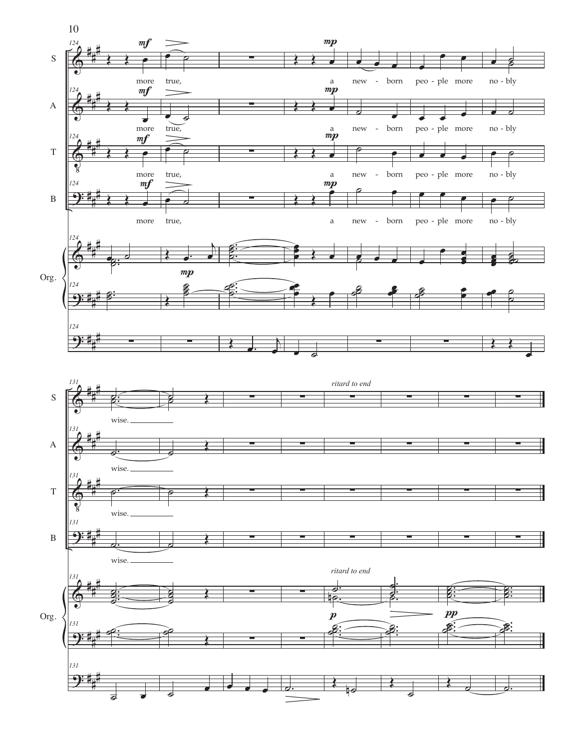124

S: more true, a new - born peo - ple more no - bly

A: more true, a new - born peo - ple more no - bly

T: more true, a new - born peo - ple more no - bly

B: more true, a new - born peo - ple more no - bly

Org.

131

*ritard to end*

S: wise.

A: wise.

T: wise.

B: wise.

Org.

*ritard to end*